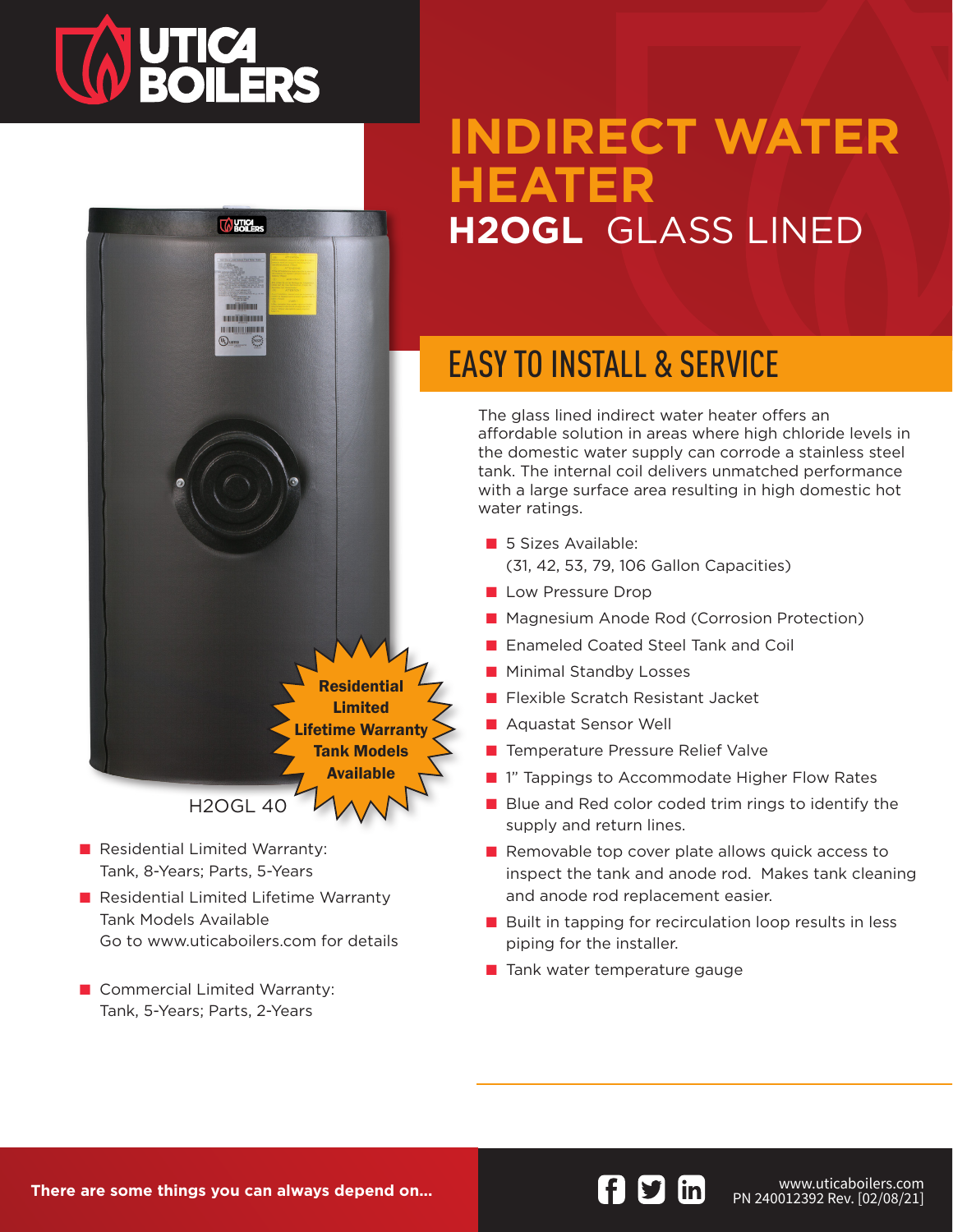# UTICA BOILERS

# INDIRECT WATER HEATER

## H2OGL GLASS LINED

Residential Limited Lifetime Warranty Tank Models Available

H2OGL 40

- Residential Limited Warranty: Tank, 8-Years; Parts, 5-Years
- Residential Limited Lifetime Warranty Tank Models Available Go to www.uticaboilers.com for details
- Commercial Limited Warranty: Tank, 5-Years; Parts, 2-Years

## EASY TO INSTALL & SERVICE

The glass lined indirect water heater offers an affordable solution in areas where high chloride levels in the domestic water supply can corrode a stainless steel tank. The internal coil delivers unmatched performance with a large surface area resulting in high domestic hot water ratings.

- 5 Sizes Available: (31, 42, 53, 79, 106 Gallon Capacities)
- Low Pressure Drop
- Magnesium Anode Rod (Corrosion Protection)
- Enameled Coated Steel Tank and Coil
- Minimal Standby Losses
- Flexible Scratch Resistant Jacket
- Aquastat Sensor Well
- Temperature Pressure Relief Valve
- 1" Tappings to Accommodate Higher Flow Rates
- Blue and Red color coded trim rings to identify the supply and return lines.
- Removable top cover plate allows quick access to inspect the tank and anode rod. Makes tank cleaning and anode rod replacement easier.
- Built in tapping for recirculation loop results in less piping for the installer.
- Tank water temperature gauge

**There are some things you can always depend on...**

www.uticaboilers.com
PN 240012392 Rev. [02/08/21]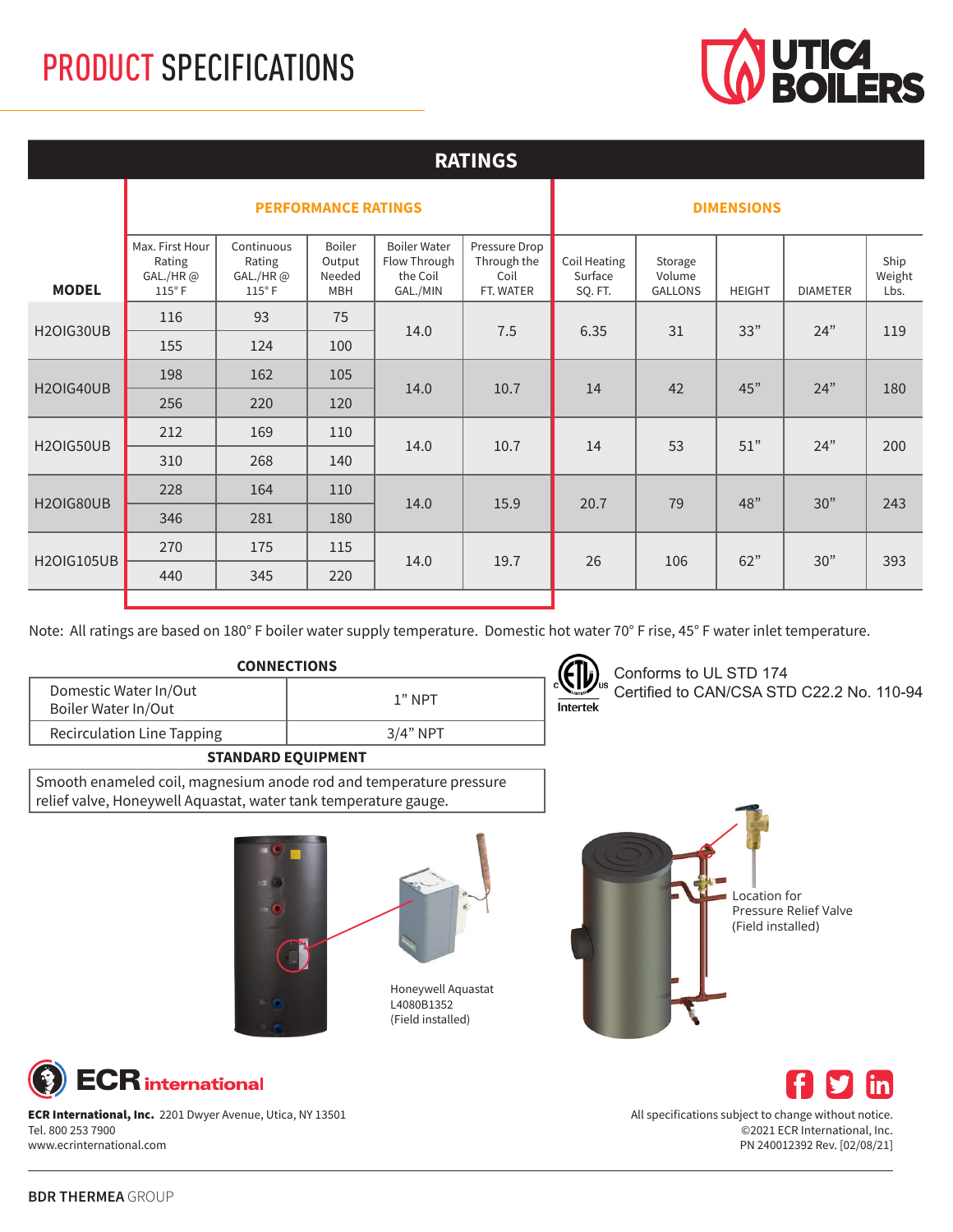# PRODUCT SPECIFICATIONS

## RATINGS

| MODEL | PERFORMANCE RATINGS | | | | | DIMENSIONS | | | | |
|---|---|---|---|---|---|---|---|---|---|---|
| | Max. First Hour Rating GAL./HR @ 115° F | Continuous Rating GAL./HR @ 115° F | Boiler Output Needed MBH | Boiler Water Flow Through the Coil GAL./MIN | Pressure Drop Through the Coil FT. WATER | Coil Heating Surface SQ. FT. | Storage Volume GALLONS | HEIGHT | DIAMETER | Ship Weight Lbs. |
| H2OIG30UB | 116 | 93 | 75 | 14.0 | 7.5 | 6.35 | 31 | 33” | 24” | 119 |
| | 155 | 124 | 100 | | | | | | | |
| H2OIG40UB | 198 | 162 | 105 | 14.0 | 10.7 | 14 | 42 | 45” | 24” | 180 |
| | 256 | 220 | 120 | | | | | | | |
| H2OIG50UB | 212 | 169 | 110 | 14.0 | 10.7 | 14 | 53 | 51” | 24” | 200 |
| | 310 | 268 | 140 | | | | | | | |
| H2OIG80UB | 228 | 164 | 110 | 14.0 | 15.9 | 20.7 | 79 | 48” | 30” | 243 |
| | 346 | 281 | 180 | | | | | | | |
| H2OIG105UB | 270 | 175 | 115 | 14.0 | 19.7 | 26 | 106 | 62” | 30” | 393 |
| | 440 | 345 | 220 | | | | | | | |

Note: All ratings are based on 180° F boiler water supply temperature. Domestic hot water 70° F rise, 45° F water inlet temperature.

### CONNECTIONS

| | |
|---|---|
| Domestic Water In/Out<br>Boiler Water In/Out | 1” NPT |
| Recirculation Line Tapping | 3/4” NPT |

### STANDARD EQUIPMENT

Smooth enameled coil, magnesium anode rod and temperature pressure relief valve, Honeywell Aquastat, water tank temperature gauge.

Intertek

Conforms to UL STD 174
Certified to CAN/CSA STD C22.2 No. 110-94

Honeywell Aquastat
L4080B1352
(Field installed)

Location for
Pressure Relief Valve
(Field installed)

**ECR International, Inc.** 2201 Dwyer Avenue, Utica, NY 13501
Tel. 800 253 7900
www.ecrinternational.com

All specifications subject to change without notice.
©2021 ECR International, Inc.
PN 240012392 Rev. [02/08/21]

**BDR THERMEA** GROUP